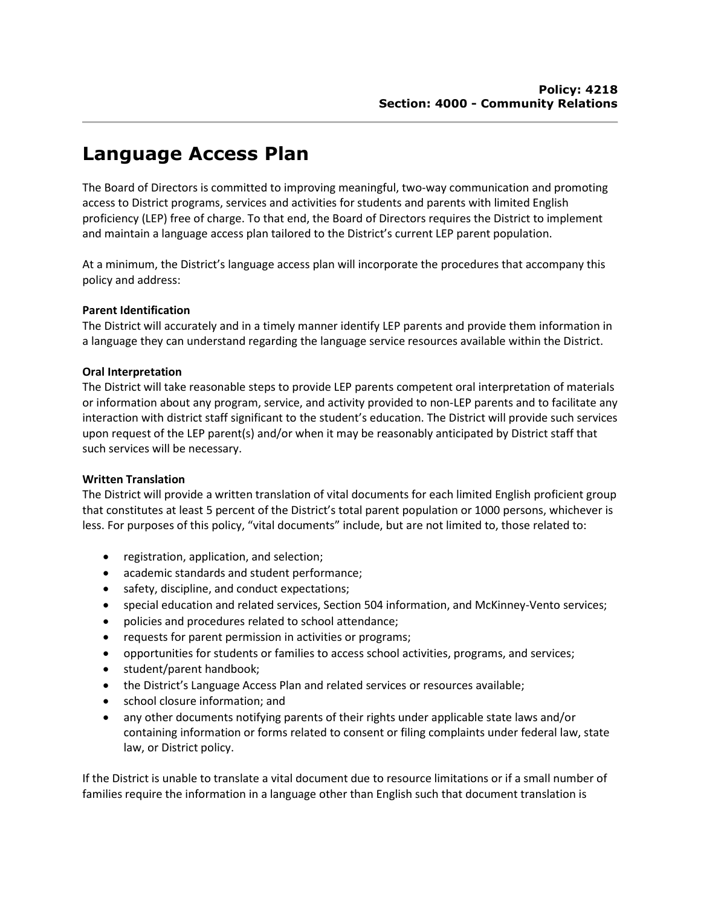**Policy: 4218**
**Section: 4000 - Community Relations**

# Language Access Plan

The Board of Directors is committed to improving meaningful, two-way communication and promoting access to District programs, services and activities for students and parents with limited English proficiency (LEP) free of charge. To that end, the Board of Directors requires the District to implement and maintain a language access plan tailored to the District's current LEP parent population.

At a minimum, the District's language access plan will incorporate the procedures that accompany this policy and address:

**Parent Identification**
The District will accurately and in a timely manner identify LEP parents and provide them information in a language they can understand regarding the language service resources available within the District.

**Oral Interpretation**
The District will take reasonable steps to provide LEP parents competent oral interpretation of materials or information about any program, service, and activity provided to non-LEP parents and to facilitate any interaction with district staff significant to the student's education. The District will provide such services upon request of the LEP parent(s) and/or when it may be reasonably anticipated by District staff that such services will be necessary.

**Written Translation**
The District will provide a written translation of vital documents for each limited English proficient group that constitutes at least 5 percent of the District's total parent population or 1000 persons, whichever is less. For purposes of this policy, "vital documents" include, but are not limited to, those related to:

- registration, application, and selection;
- academic standards and student performance;
- safety, discipline, and conduct expectations;
- special education and related services, Section 504 information, and McKinney-Vento services;
- policies and procedures related to school attendance;
- requests for parent permission in activities or programs;
- opportunities for students or families to access school activities, programs, and services;
- student/parent handbook;
- the District's Language Access Plan and related services or resources available;
- school closure information; and
- any other documents notifying parents of their rights under applicable state laws and/or containing information or forms related to consent or filing complaints under federal law, state law, or District policy.

If the District is unable to translate a vital document due to resource limitations or if a small number of families require the information in a language other than English such that document translation is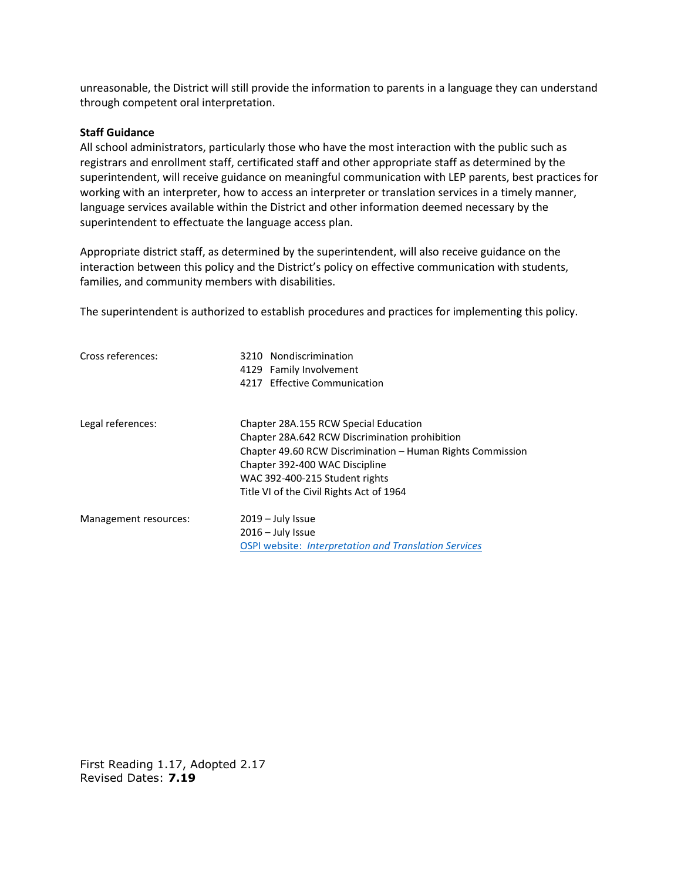unreasonable, the District will still provide the information to parents in a language they can understand through competent oral interpretation.

**Staff Guidance**

All school administrators, particularly those who have the most interaction with the public such as registrars and enrollment staff, certificated staff and other appropriate staff as determined by the superintendent, will receive guidance on meaningful communication with LEP parents, best practices for working with an interpreter, how to access an interpreter or translation services in a timely manner, language services available within the District and other information deemed necessary by the superintendent to effectuate the language access plan.

Appropriate district staff, as determined by the superintendent, will also receive guidance on the interaction between this policy and the District's policy on effective communication with students, families, and community members with disabilities.

The superintendent is authorized to establish procedures and practices for implementing this policy.

| | |
|---|---|
| Cross references: | 3210 Nondiscrimination<br>4129 Family Involvement<br>4217 Effective Communication |
| Legal references: | Chapter 28A.155 RCW Special Education<br>Chapter 28A.642 RCW Discrimination prohibition<br>Chapter 49.60 RCW Discrimination – Human Rights Commission<br>Chapter 392-400 WAC Discipline<br>WAC 392-400-215 Student rights<br>Title VI of the Civil Rights Act of 1964 |
| Management resources: | 2019 – July Issue<br>2016 – July Issue<br>OSPI website: *Interpretation and Translation Services* |

First Reading 1.17, Adopted 2.17
Revised Dates: **7.19**